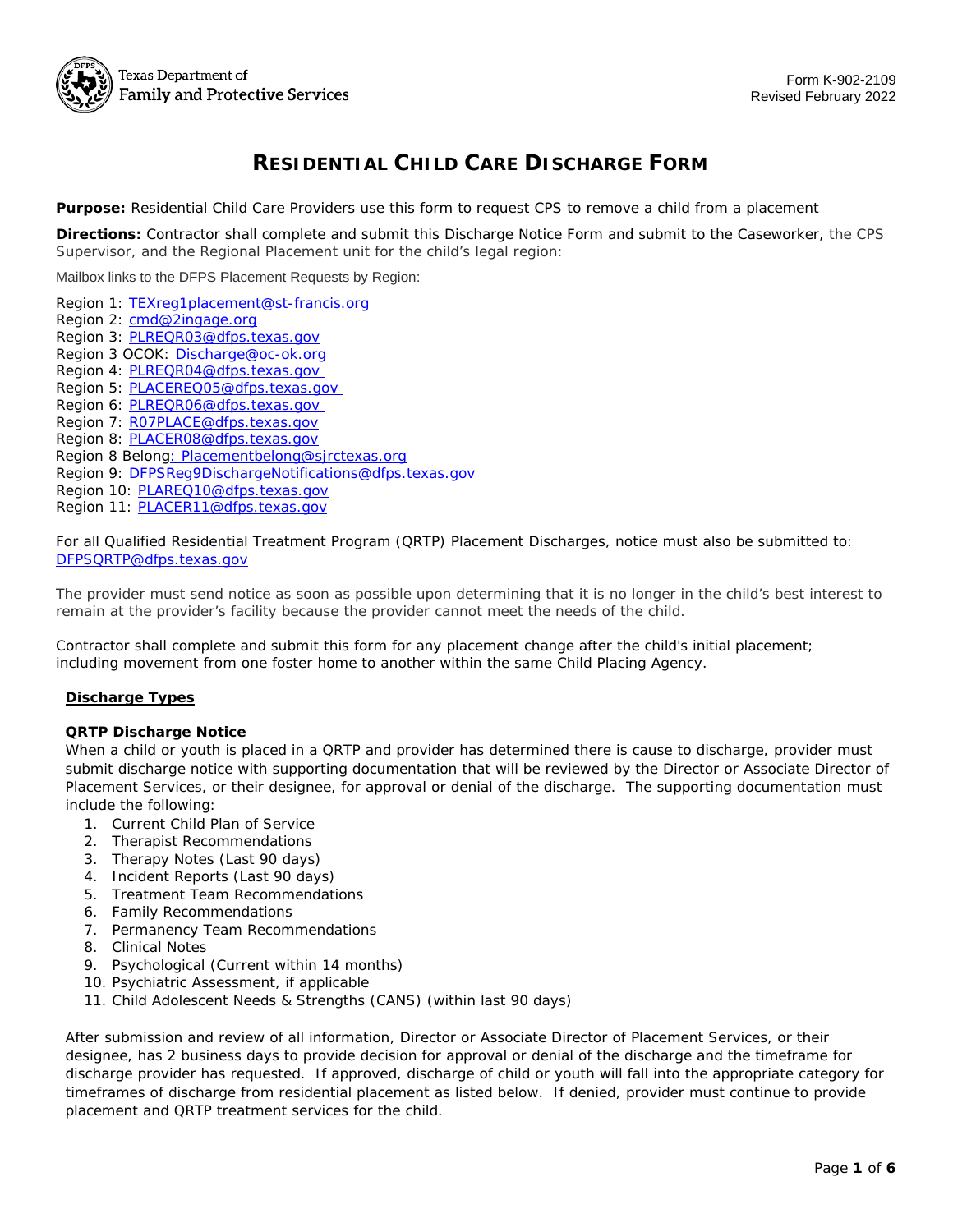Texas Department of Family and Protective Services

Form K-902-2109
Revised February 2022

# RESIDENTIAL CHILD CARE DISCHARGE FORM

**Purpose:** Residential Child Care Providers use this form to request CPS to remove a child from a placement

**Directions:** Contractor shall complete and submit this Discharge Notice Form and submit to the Caseworker, the CPS Supervisor, and the Regional Placement unit for the child's legal region:

Mailbox links to the DFPS Placement Requests by Region:

Region 1: TEXreg1placement@st-francis.org
Region 2: cmd@2ingage.org
Region 3: PLREQR03@dfps.texas.gov
Region 3 OCOK: Discharge@oc-ok.org
Region 4: PLREQR04@dfps.texas.gov
Region 5: PLACEREQ05@dfps.texas.gov
Region 6: PLREQR06@dfps.texas.gov
Region 7: R07PLACE@dfps.texas.gov
Region 8: PLACER08@dfps.texas.gov
Region 8 Belong: Placementbelong@sjrctexas.org
Region 9: DFPSReg9DischargeNotifications@dfps.texas.gov
Region 10: PLAREQ10@dfps.texas.gov
Region 11: PLACER11@dfps.texas.gov

For all Qualified Residential Treatment Program (QRTP) Placement Discharges, notice must also be submitted to: DFPSQRTP@dfps.texas.gov

The provider must send notice as soon as possible upon determining that it is no longer in the child's best interest to remain at the provider's facility because the provider cannot meet the needs of the child.

Contractor shall complete and submit this form for any placement change after the child's initial placement; including movement from one foster home to another within the same Child Placing Agency.

## Discharge Types

### QRTP Discharge Notice

When a child or youth is placed in a QRTP and provider has determined there is cause to discharge, provider must submit discharge notice with supporting documentation that will be reviewed by the Director or Associate Director of Placement Services, or their designee, for approval or denial of the discharge. The supporting documentation must include the following:

1. Current Child Plan of Service
2. Therapist Recommendations
3. Therapy Notes (Last 90 days)
4. Incident Reports (Last 90 days)
5. Treatment Team Recommendations
6. Family Recommendations
7. Permanency Team Recommendations
8. Clinical Notes
9. Psychological (Current within 14 months)
10. Psychiatric Assessment, if applicable
11. Child Adolescent Needs & Strengths (CANS) (within last 90 days)

After submission and review of all information, Director or Associate Director of Placement Services, or their designee, has 2 business days to provide decision for approval or denial of the discharge and the timeframe for discharge provider has requested. If approved, discharge of child or youth will fall into the appropriate category for timeframes of discharge from residential placement as listed below. If denied, provider must continue to provide placement and QRTP treatment services for the child.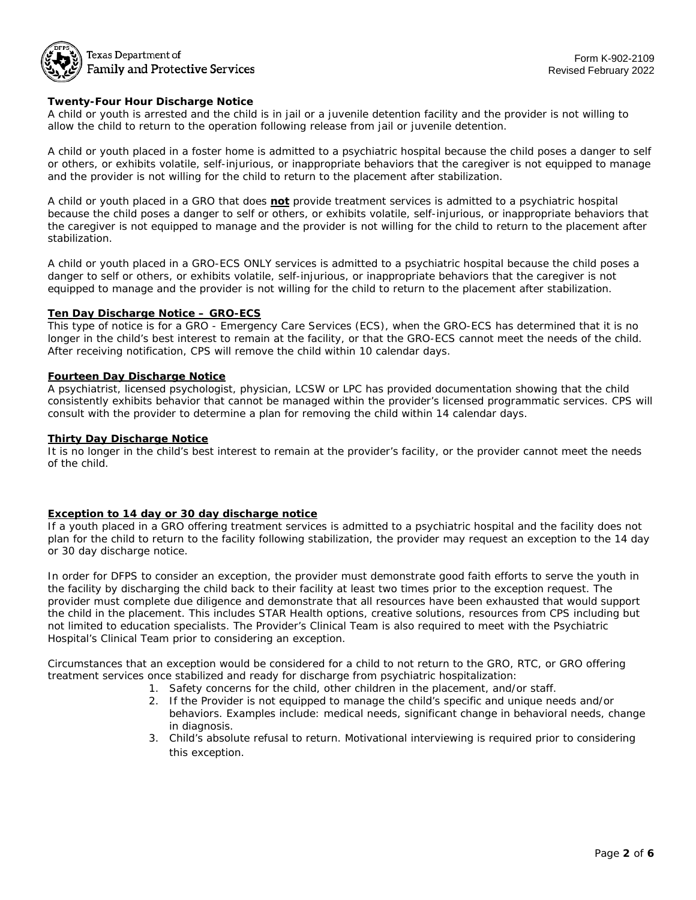**Twenty-Four Hour Discharge Notice**

A child or youth is arrested and the child is in jail or a juvenile detention facility and the provider is not willing to allow the child to return to the operation following release from jail or juvenile detention.

A child or youth placed in a foster home is admitted to a psychiatric hospital because the child poses a danger to self or others, or exhibits volatile, self-injurious, or inappropriate behaviors that the caregiver is not equipped to manage and the provider is not willing for the child to return to the placement after stabilization.

A child or youth placed in a GRO that does **not** provide treatment services is admitted to a psychiatric hospital because the child poses a danger to self or others, or exhibits volatile, self-injurious, or inappropriate behaviors that the caregiver is not equipped to manage and the provider is not willing for the child to return to the placement after stabilization.

A child or youth placed in a GRO-ECS ONLY services is admitted to a psychiatric hospital because the child poses a danger to self or others, or exhibits volatile, self-injurious, or inappropriate behaviors that the caregiver is not equipped to manage and the provider is not willing for the child to return to the placement after stabilization.

**Ten Day Discharge Notice – GRO-ECS**

This type of notice is for a GRO - Emergency Care Services (ECS), when the GRO-ECS has determined that it is no longer in the child's best interest to remain at the facility, or that the GRO-ECS cannot meet the needs of the child. After receiving notification, CPS will remove the child within 10 calendar days.

**Fourteen Day Discharge Notice**

A psychiatrist, licensed psychologist, physician, LCSW or LPC has provided documentation showing that the child consistently exhibits behavior that cannot be managed within the provider's licensed programmatic services. CPS will consult with the provider to determine a plan for removing the child within 14 calendar days.

**Thirty Day Discharge Notice**

It is no longer in the child's best interest to remain at the provider's facility, or the provider cannot meet the needs of the child.

**Exception to 14 day or 30 day discharge notice**

If a youth placed in a GRO offering treatment services is admitted to a psychiatric hospital and the facility does not plan for the child to return to the facility following stabilization, the provider may request an exception to the 14 day or 30 day discharge notice.

In order for DFPS to consider an exception, the provider must demonstrate good faith efforts to serve the youth in the facility by discharging the child back to their facility at least two times prior to the exception request. The provider must complete due diligence and demonstrate that all resources have been exhausted that would support the child in the placement. This includes STAR Health options, creative solutions, resources from CPS including but not limited to education specialists. The Provider's Clinical Team is also required to meet with the Psychiatric Hospital's Clinical Team prior to considering an exception.

Circumstances that an exception would be considered for a child to not return to the GRO, RTC, or GRO offering treatment services once stabilized and ready for discharge from psychiatric hospitalization:

1. Safety concerns for the child, other children in the placement, and/or staff.
2. If the Provider is not equipped to manage the child's specific and unique needs and/or behaviors. Examples include: medical needs, significant change in behavioral needs, change in diagnosis.
3. Child's absolute refusal to return. Motivational interviewing is required prior to considering this exception.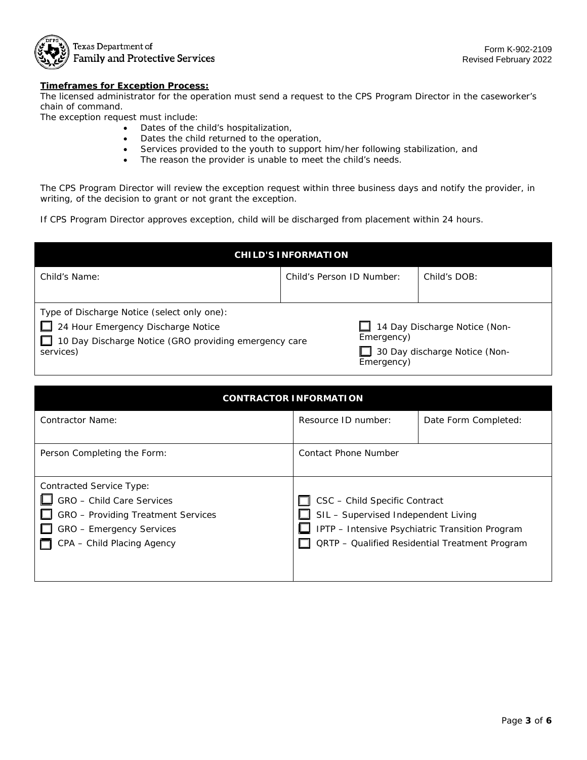**Timeframes for Exception Process:**

The licensed administrator for the operation must send a request to the CPS Program Director in the caseworker's chain of command.

The exception request must include:

- Dates of the child's hospitalization,
- Dates the child returned to the operation,
- Services provided to the youth to support him/her following stabilization, and
- The reason the provider is unable to meet the child's needs.

The CPS Program Director will review the exception request within three business days and notify the provider, in writing, of the decision to grant or not grant the exception.

If CPS Program Director approves exception, child will be discharged from placement within 24 hours.

| CHILD'S INFORMATION | | |
|---|---|---|
| Child's Name: | Child's Person ID Number: | Child's DOB: |
| Type of Discharge Notice (select only one):<br>☐ 24 Hour Emergency Discharge Notice<br>☐ 10 Day Discharge Notice (GRO providing emergency care services)<br>☐ 14 Day Discharge Notice (Non-Emergency)<br>☐ 30 Day discharge Notice (Non-Emergency) | | |

| CONTRACTOR INFORMATION | | |
|---|---|---|
| Contractor Name: | Resource ID number: | Date Form Completed: |
| Person Completing the Form: | Contact Phone Number | |
| Contracted Service Type:<br>☐ GRO – Child Care Services<br>☐ GRO – Providing Treatment Services<br>☐ GRO – Emergency Services<br>☐ CPA – Child Placing Agency | ☐ CSC – Child Specific Contract<br>☐ SIL – Supervised Independent Living<br>☐ IPTP – Intensive Psychiatric Transition Program<br>☐ QRTP – Qualified Residential Treatment Program | |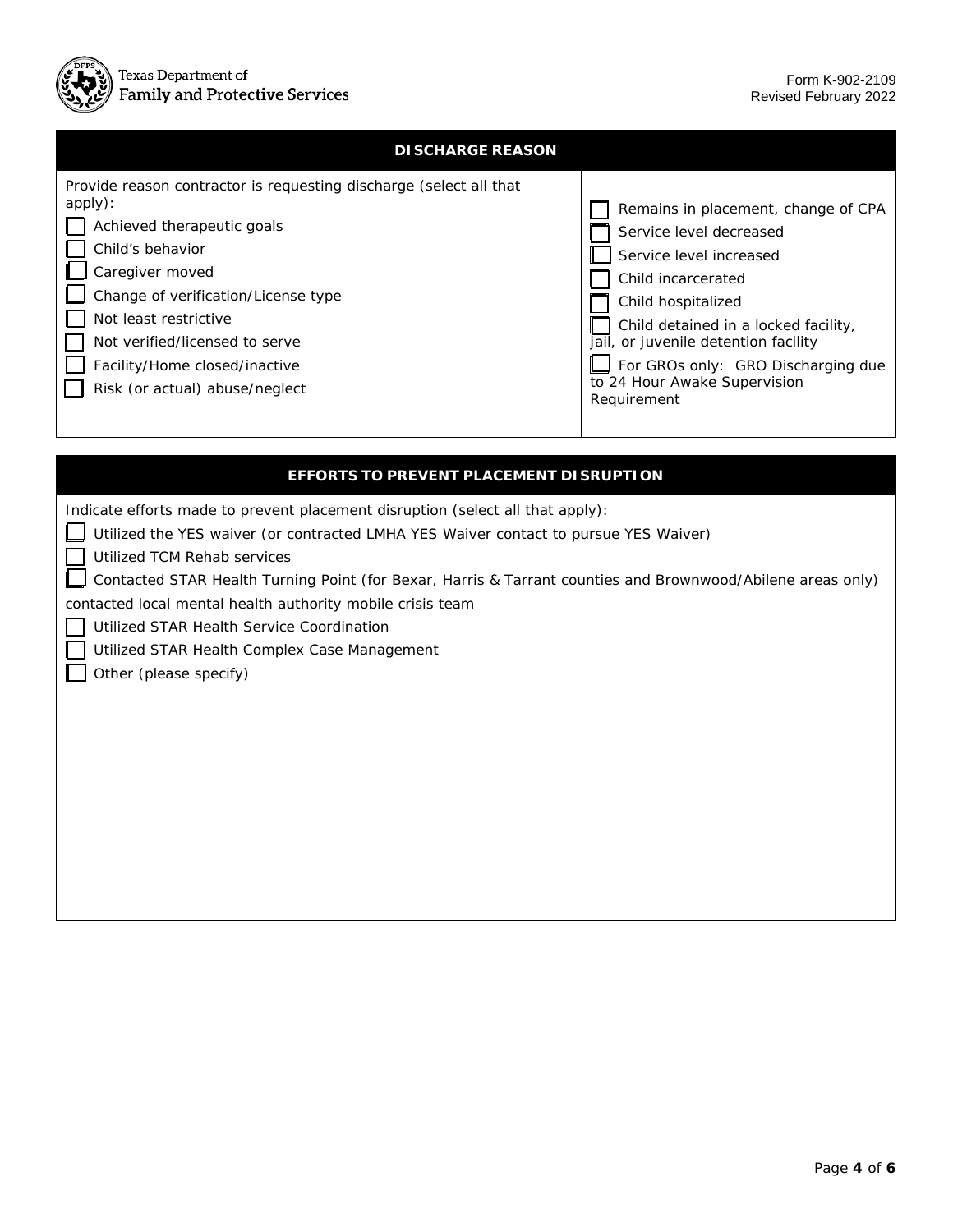## DISCHARGE REASON

Provide reason contractor is requesting discharge (select all that apply):

- ☐ Achieved therapeutic goals
- ☐ Child's behavior
- ☐ Caregiver moved
- ☐ Change of verification/License type
- ☐ Not least restrictive
- ☐ Not verified/licensed to serve
- ☐ Facility/Home closed/inactive
- ☐ Risk (or actual) abuse/neglect
- ☐ Remains in placement, change of CPA
- ☐ Service level decreased
- ☐ Service level increased
- ☐ Child incarcerated
- ☐ Child hospitalized
- ☐ Child detained in a locked facility, jail, or juvenile detention facility
- ☐ For GROs only: GRO Discharging due to 24 Hour Awake Supervision Requirement

## EFFORTS TO PREVENT PLACEMENT DISRUPTION

Indicate efforts made to prevent placement disruption (select all that apply):

- ☐ Utilized the YES waiver (or contracted LMHA YES Waiver contact to pursue YES Waiver)
- ☐ Utilized TCM Rehab services
- ☐ Contacted STAR Health Turning Point (for Bexar, Harris & Tarrant counties and Brownwood/Abilene areas only)

contacted local mental health authority mobile crisis team

- ☐ Utilized STAR Health Service Coordination
- ☐ Utilized STAR Health Complex Case Management
- ☐ Other (please specify)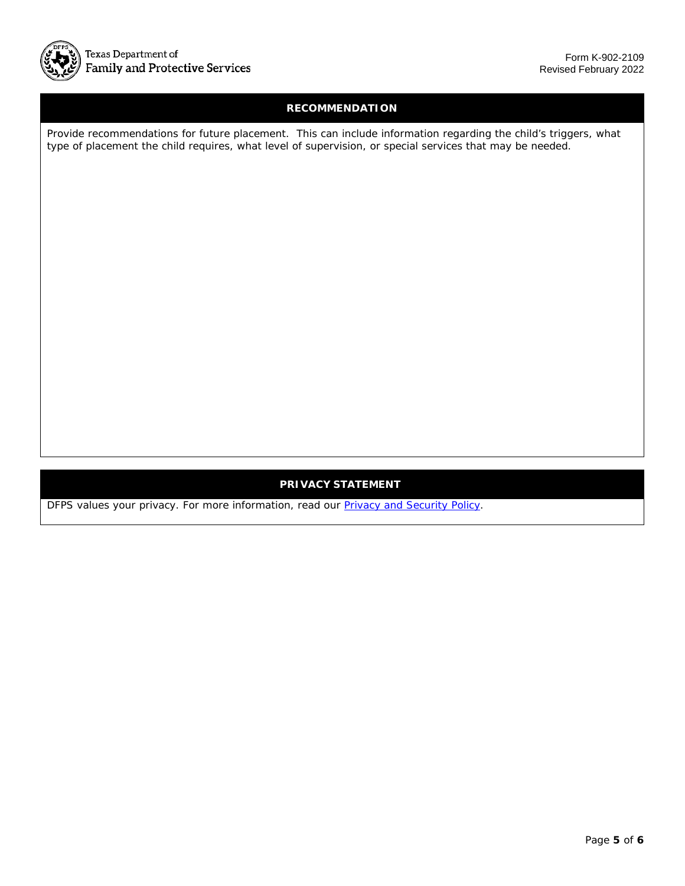## RECOMMENDATION

Provide recommendations for future placement. This can include information regarding the child's triggers, what type of placement the child requires, what level of supervision, or special services that may be needed.

## PRIVACY STATEMENT

DFPS values your privacy. For more information, read our [Privacy and Security Policy](#).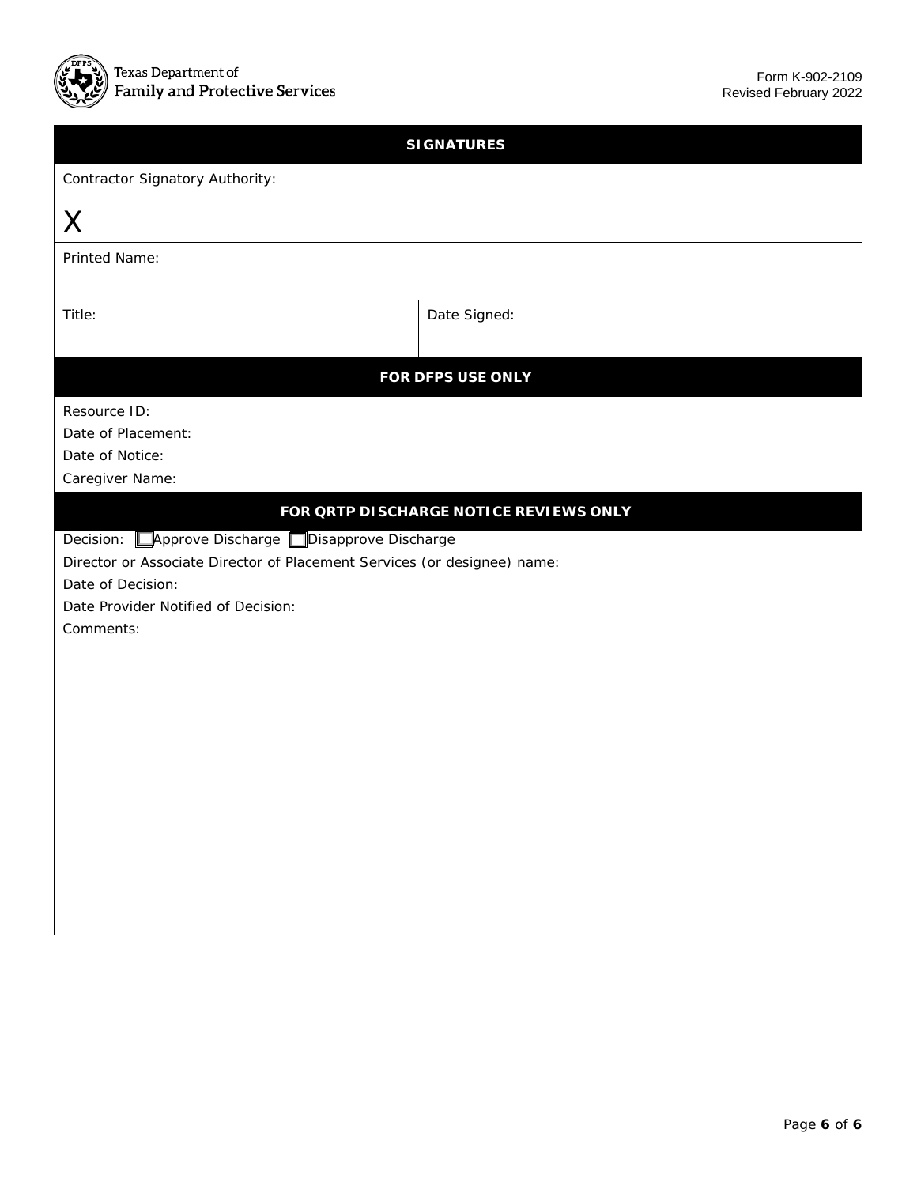Form K-902-2109
Revised February 2022

## SIGNATURES

Contractor Signatory Authority:

X

Printed Name:

| Title: | Date Signed: |
|---|---|

## FOR DFPS USE ONLY

Resource ID:

Date of Placement:

Date of Notice:

Caregiver Name:

## FOR QRTP DISCHARGE NOTICE REVIEWS ONLY

Decision: ☐ Approve Discharge ☐ Disapprove Discharge

Director or Associate Director of Placement Services (or designee) name:

Date of Decision:

Date Provider Notified of Decision:

Comments: